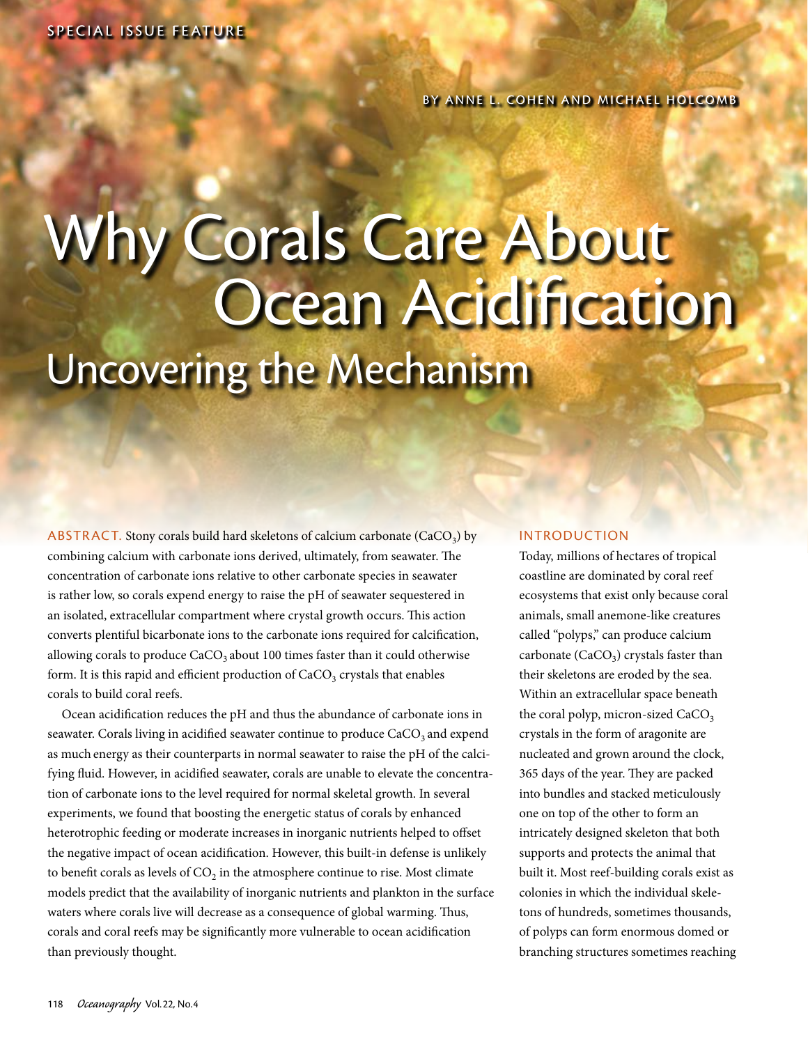SPECIAL ISSUE FEATURE

BY ANNE L. COHEN AND MICHAEL HOLCOMB

# Why Corals Care About Ocean Acidification

## Uncovering the Mechanism

ABSTRACT. Stony corals build hard skeletons of calcium carbonate ($CaCO_3$) by combining calcium with carbonate ions derived, ultimately, from seawater. The concentration of carbonate ions relative to other carbonate species in seawater is rather low, so corals expend energy to raise the pH of seawater sequestered in an isolated, extracellular compartment where crystal growth occurs. This action converts plentiful bicarbonate ions to the carbonate ions required for calcification, allowing corals to produce $CaCO_3$ about 100 times faster than it could otherwise form. It is this rapid and efficient production of $CaCO_3$ crystals that enables corals to build coral reefs.

Ocean acidification reduces the pH and thus the abundance of carbonate ions in seawater. Corals living in acidified seawater continue to produce $CaCO_3$ and expend as much energy as their counterparts in normal seawater to raise the pH of the calcifying fluid. However, in acidified seawater, corals are unable to elevate the concentration of carbonate ions to the level required for normal skeletal growth. In several experiments, we found that boosting the energetic status of corals by enhanced heterotrophic feeding or moderate increases in inorganic nutrients helped to offset the negative impact of ocean acidification. However, this built-in defense is unlikely to benefit corals as levels of $CO_2$ in the atmosphere continue to rise. Most climate models predict that the availability of inorganic nutrients and plankton in the surface waters where corals live will decrease as a consequence of global warming. Thus, corals and coral reefs may be significantly more vulnerable to ocean acidification than previously thought.

### INTRODUCTION

Today, millions of hectares of tropical coastline are dominated by coral reef ecosystems that exist only because coral animals, small anemone-like creatures called "polyps," can produce calcium carbonate ($CaCO_3$) crystals faster than their skeletons are eroded by the sea. Within an extracellular space beneath the coral polyp, micron-sized $CaCO_3$ crystals in the form of aragonite are nucleated and grown around the clock, 365 days of the year. They are packed into bundles and stacked meticulously one on top of the other to form an intricately designed skeleton that both supports and protects the animal that built it. Most reef-building corals exist as colonies in which the individual skeletons of hundreds, sometimes thousands, of polyps can form enormous domed or branching structures sometimes reaching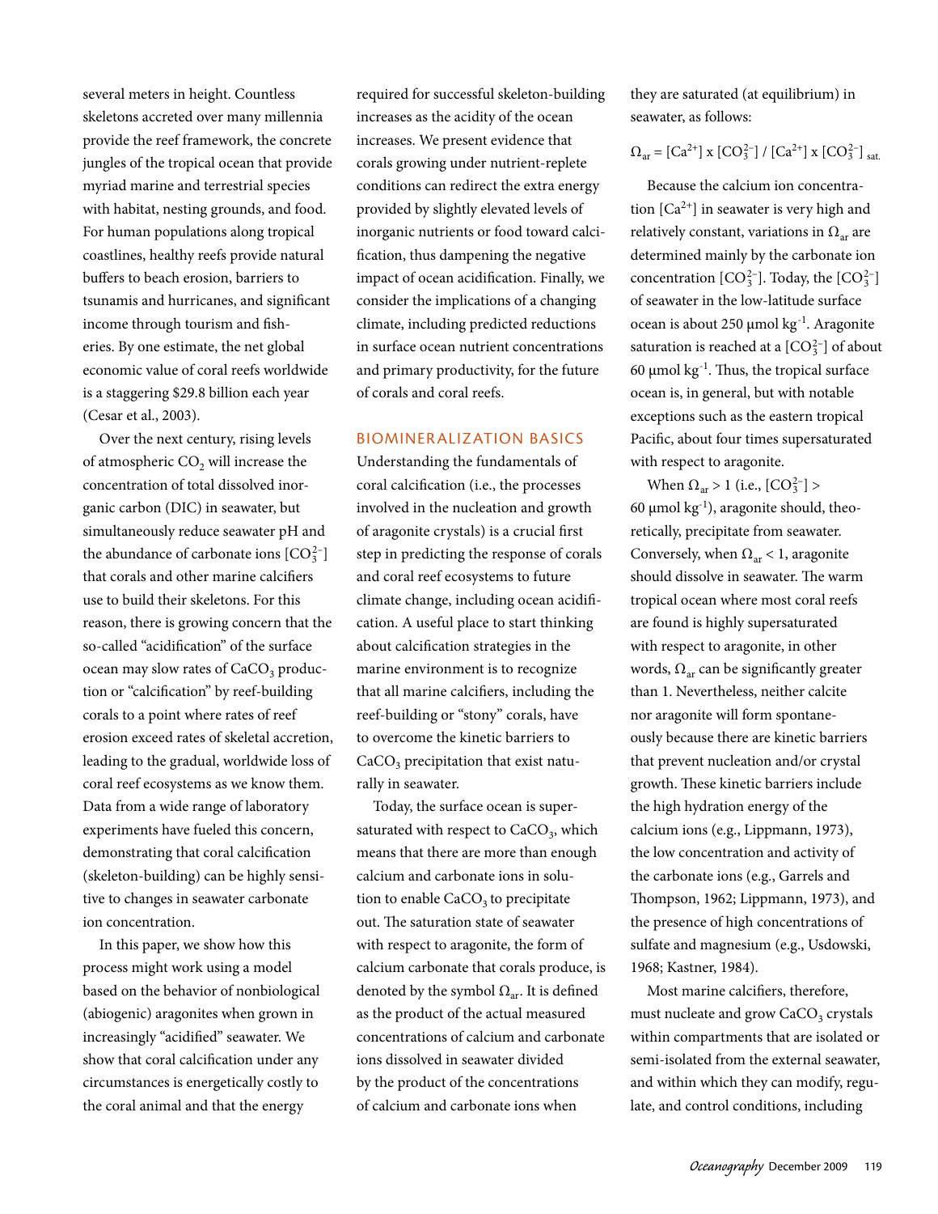several meters in height. Countless skeletons accreted over many millennia provide the reef framework, the concrete jungles of the tropical ocean that provide myriad marine and terrestrial species with habitat, nesting grounds, and food. For human populations along tropical coastlines, healthy reefs provide natural buffers to beach erosion, barriers to tsunamis and hurricanes, and significant income through tourism and fisheries. By one estimate, the net global economic value of coral reefs worldwide is a staggering $29.8 billion each year (Cesar et al., 2003).

Over the next century, rising levels of atmospheric $CO_2$ will increase the concentration of total dissolved inorganic carbon (DIC) in seawater, but simultaneously reduce seawater pH and the abundance of carbonate ions $[CO_3^{2-}]$ that corals and other marine calcifiers use to build their skeletons. For this reason, there is growing concern that the so-called "acidification" of the surface ocean may slow rates of $CaCO_3$ production or "calcification" by reef-building corals to a point where rates of reef erosion exceed rates of skeletal accretion, leading to the gradual, worldwide loss of coral reef ecosystems as we know them. Data from a wide range of laboratory experiments have fueled this concern, demonstrating that coral calcification (skeleton-building) can be highly sensitive to changes in seawater carbonate ion concentration.

In this paper, we show how this process might work using a model based on the behavior of nonbiological (abiogenic) aragonites when grown in increasingly "acidified" seawater. We show that coral calcification under any circumstances is energetically costly to the coral animal and that the energy required for successful skeleton-building increases as the acidity of the ocean increases. We present evidence that corals growing under nutrient-replete conditions can redirect the extra energy provided by slightly elevated levels of inorganic nutrients or food toward calcification, thus dampening the negative impact of ocean acidification. Finally, we consider the implications of a changing climate, including predicted reductions in surface ocean nutrient concentrations and primary productivity, for the future of corals and coral reefs.

## BIOMINERALIZATION BASICS

Understanding the fundamentals of coral calcification (i.e., the processes involved in the nucleation and growth of aragonite crystals) is a crucial first step in predicting the response of corals and coral reef ecosystems to future climate change, including ocean acidification. A useful place to start thinking about calcification strategies in the marine environment is to recognize that all marine calcifiers, including the reef-building or "stony" corals, have to overcome the kinetic barriers to $CaCO_3$ precipitation that exist naturally in seawater.

Today, the surface ocean is supersaturated with respect to $CaCO_3$, which means that there are more than enough calcium and carbonate ions in solution to enable $CaCO_3$ to precipitate out. The saturation state of seawater with respect to aragonite, the form of calcium carbonate that corals produce, is denoted by the symbol $\Omega_{ar}$. It is defined as the product of the actual measured concentrations of calcium and carbonate ions dissolved in seawater divided by the product of the concentrations of calcium and carbonate ions when they are saturated (at equilibrium) in seawater, as follows:

$$\Omega_{ar} = [Ca^{2+}] \times [CO_3^{2-}] \;/\; [Ca^{2+}] \times [CO_3^{2-}]_{sat.}$$

Because the calcium ion concentration $[Ca^{2+}]$ in seawater is very high and relatively constant, variations in $\Omega_{ar}$ are determined mainly by the carbonate ion concentration $[CO_3^{2-}]$. Today, the $[CO_3^{2-}]$ of seawater in the low-latitude surface ocean is about 250 µmol $kg^{-1}$. Aragonite saturation is reached at a $[CO_3^{2-}]$ of about 60 µmol $kg^{-1}$. Thus, the tropical surface ocean is, in general, but with notable exceptions such as the eastern tropical Pacific, about four times supersaturated with respect to aragonite.

When $\Omega_{ar} > 1$ (i.e., $[CO_3^{2-}] >$ 60 µmol $kg^{-1}$), aragonite should, theoretically, precipitate from seawater. Conversely, when $\Omega_{ar} < 1$, aragonite should dissolve in seawater. The warm tropical ocean where most coral reefs are found is highly supersaturated with respect to aragonite, in other words, $\Omega_{ar}$ can be significantly greater than 1. Nevertheless, neither calcite nor aragonite will form spontaneously because there are kinetic barriers that prevent nucleation and/or crystal growth. These kinetic barriers include the high hydration energy of the calcium ions (e.g., Lippmann, 1973), the low concentration and activity of the carbonate ions (e.g., Garrels and Thompson, 1962; Lippmann, 1973), and the presence of high concentrations of sulfate and magnesium (e.g., Usdowski, 1968; Kastner, 1984).

Most marine calcifiers, therefore, must nucleate and grow $CaCO_3$ crystals within compartments that are isolated or semi-isolated from the external seawater, and within which they can modify, regulate, and control conditions, including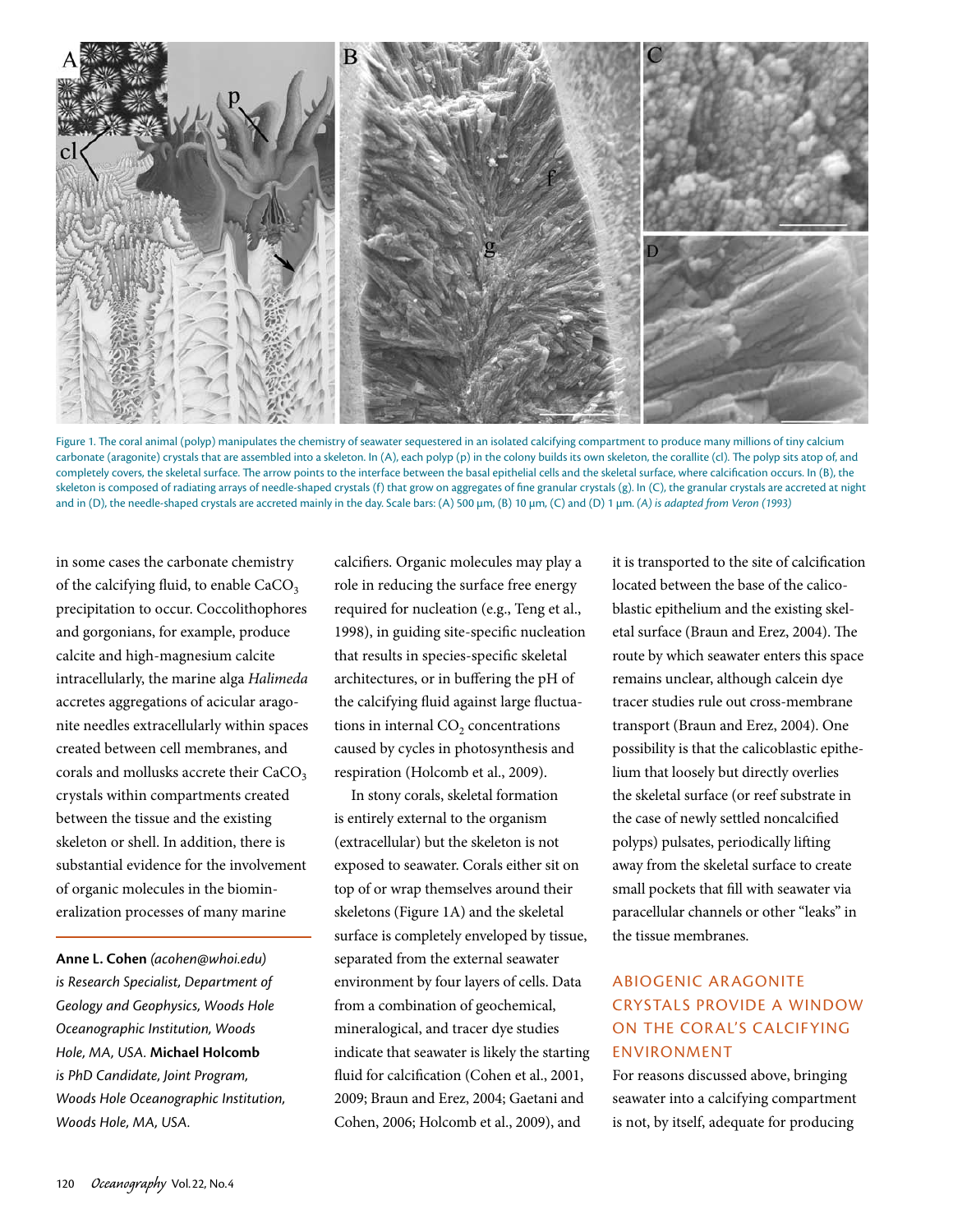Figure 1. The coral animal (polyp) manipulates the chemistry of seawater sequestered in an isolated calcifying compartment to produce many millions of tiny calcium carbonate (aragonite) crystals that are assembled into a skeleton. In (A), each polyp (p) in the colony builds its own skeleton, the corallite (cl). The polyp sits atop of, and completely covers, the skeletal surface. The arrow points to the interface between the basal epithelial cells and the skeletal surface, where calcification occurs. In (B), the skeleton is composed of radiating arrays of needle-shaped crystals (f) that grow on aggregates of fine granular crystals (g). In (C), the granular crystals are accreted at night and in (D), the needle-shaped crystals are accreted mainly in the day. Scale bars: (A) 500 μm, (B) 10 μm, (C) and (D) 1 μm. *(A) is adapted from Veron (1993)*

in some cases the carbonate chemistry of the calcifying fluid, to enable $CaCO_3$ precipitation to occur. Coccolithophores and gorgonians, for example, produce calcite and high-magnesium calcite intracellularly, the marine alga *Halimeda* accretes aggregations of acicular aragonite needles extracellularly within spaces created between cell membranes, and corals and mollusks accrete their $CaCO_3$ crystals within compartments created between the tissue and the existing skeleton or shell. In addition, there is substantial evidence for the involvement of organic molecules in the biomineralization processes of many marine calcifiers. Organic molecules may play a role in reducing the surface free energy required for nucleation (e.g., Teng et al., 1998), in guiding site-specific nucleation that results in species-specific skeletal architectures, or in buffering the pH of the calcifying fluid against large fluctuations in internal $CO_2$ concentrations caused by cycles in photosynthesis and respiration (Holcomb et al., 2009).

In stony corals, skeletal formation is entirely external to the organism (extracellular) but the skeleton is not exposed to seawater. Corals either sit on top of or wrap themselves around their skeletons (Figure 1A) and the skeletal surface is completely enveloped by tissue, separated from the external seawater environment by four layers of cells. Data from a combination of geochemical, mineralogical, and tracer dye studies indicate that seawater is likely the starting fluid for calcification (Cohen et al., 2001, 2009; Braun and Erez, 2004; Gaetani and Cohen, 2006; Holcomb et al., 2009), and it is transported to the site of calcification located between the base of the calicoblastic epithelium and the existing skeletal surface (Braun and Erez, 2004). The route by which seawater enters this space remains unclear, although calcein dye tracer studies rule out cross-membrane transport (Braun and Erez, 2004). One possibility is that the calicoblastic epithelium that loosely but directly overlies the skeletal surface (or reef substrate in the case of newly settled noncalcified polyps) pulsates, periodically lifting away from the skeletal surface to create small pockets that fill with seawater via paracellular channels or other "leaks" in the tissue membranes.

**Anne L. Cohen** *(acohen@whoi.edu) is Research Specialist, Department of Geology and Geophysics, Woods Hole Oceanographic Institution, Woods Hole, MA, USA.* **Michael Holcomb** *is PhD Candidate, Joint Program, Woods Hole Oceanographic Institution, Woods Hole, MA, USA.*

## ABIOGENIC ARAGONITE CRYSTALS PROVIDE A WINDOW ON THE CORAL'S CALCIFYING ENVIRONMENT

For reasons discussed above, bringing seawater into a calcifying compartment is not, by itself, adequate for producing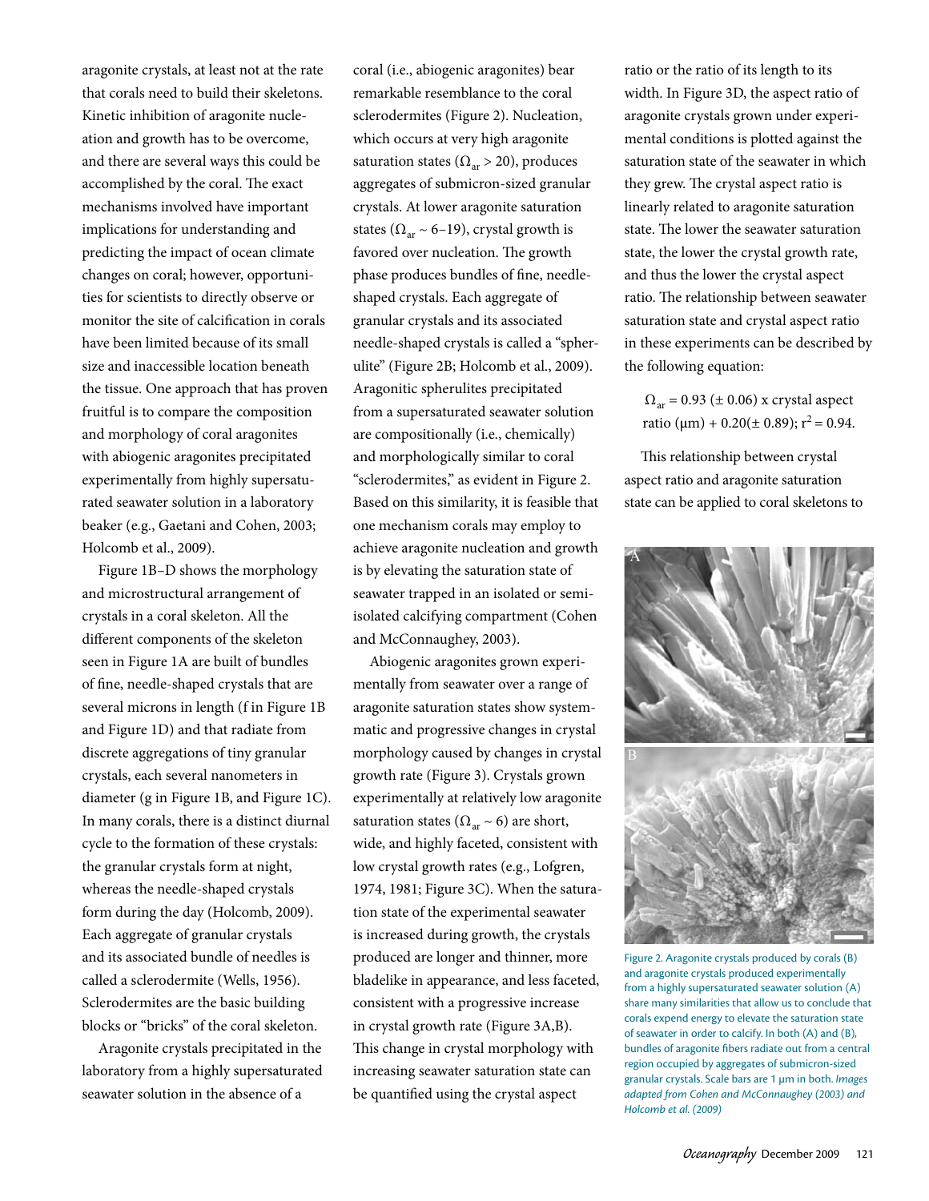aragonite crystals, at least not at the rate that corals need to build their skeletons. Kinetic inhibition of aragonite nucleation and growth has to be overcome, and there are several ways this could be accomplished by the coral. The exact mechanisms involved have important implications for understanding and predicting the impact of ocean climate changes on coral; however, opportunities for scientists to directly observe or monitor the site of calcification in corals have been limited because of its small size and inaccessible location beneath the tissue. One approach that has proven fruitful is to compare the composition and morphology of coral aragonites with abiogenic aragonites precipitated experimentally from highly supersaturated seawater solution in a laboratory beaker (e.g., Gaetani and Cohen, 2003; Holcomb et al., 2009).

Figure 1B–D shows the morphology and microstructural arrangement of crystals in a coral skeleton. All the different components of the skeleton seen in Figure 1A are built of bundles of fine, needle-shaped crystals that are several microns in length (f in Figure 1B and Figure 1D) and that radiate from discrete aggregations of tiny granular crystals, each several nanometers in diameter (g in Figure 1B, and Figure 1C). In many corals, there is a distinct diurnal cycle to the formation of these crystals: the granular crystals form at night, whereas the needle-shaped crystals form during the day (Holcomb, 2009). Each aggregate of granular crystals and its associated bundle of needles is called a sclerodermite (Wells, 1956). Sclerodermites are the basic building blocks or "bricks" of the coral skeleton.

Aragonite crystals precipitated in the laboratory from a highly supersaturated seawater solution in the absence of a coral (i.e., abiogenic aragonites) bear remarkable resemblance to the coral sclerodermites (Figure 2). Nucleation, which occurs at very high aragonite saturation states ($\Omega_{ar} > 20$), produces aggregates of submicron-sized granular crystals. At lower aragonite saturation states ($\Omega_{ar} \sim 6$–$19$), crystal growth is favored over nucleation. The growth phase produces bundles of fine, needle-shaped crystals. Each aggregate of granular crystals and its associated needle-shaped crystals is called a "spherulite" (Figure 2B; Holcomb et al., 2009). Aragonitic spherulites precipitated from a supersaturated seawater solution are compositionally (i.e., chemically) and morphologically similar to coral "sclerodermites," as evident in Figure 2. Based on this similarity, it is feasible that one mechanism corals may employ to achieve aragonite nucleation and growth is by elevating the saturation state of seawater trapped in an isolated or semi-isolated calcifying compartment (Cohen and McConnaughey, 2003).

Abiogenic aragonites grown experimentally from seawater over a range of aragonite saturation states show systematic and progressive changes in crystal morphology caused by changes in crystal growth rate (Figure 3). Crystals grown experimentally at relatively low aragonite saturation states ($\Omega_{ar} \sim 6$) are short, wide, and highly faceted, consistent with low crystal growth rates (e.g., Lofgren, 1974, 1981; Figure 3C). When the saturation state of the experimental seawater is increased during growth, the crystals produced are longer and thinner, more bladelike in appearance, and less faceted, consistent with a progressive increase in crystal growth rate (Figure 3A,B). This change in crystal morphology with increasing seawater saturation state can be quantified using the crystal aspect ratio or the ratio of its length to its width. In Figure 3D, the aspect ratio of aragonite crystals grown under experimental conditions is plotted against the saturation state of the seawater in which they grew. The crystal aspect ratio is linearly related to aragonite saturation state. The lower the seawater saturation state, the lower the crystal growth rate, and thus the lower the crystal aspect ratio. The relationship between seawater saturation state and crystal aspect ratio in these experiments can be described by the following equation:

$$\Omega_{ar} = 0.93\ (\pm\ 0.06) \times \text{crystal aspect ratio } (\mu m) + 0.20(\pm\ 0.89);\ r^2 = 0.94.$$

This relationship between crystal aspect ratio and aragonite saturation state can be applied to coral skeletons to

Figure 2. Aragonite crystals produced by corals (B) and aragonite crystals produced experimentally from a highly supersaturated seawater solution (A) share many similarities that allow us to conclude that corals expend energy to elevate the saturation state of seawater in order to calcify. In both (A) and (B), bundles of aragonite fibers radiate out from a central region occupied by aggregates of submicron-sized granular crystals. Scale bars are 1 μm in both. *Images adapted from Cohen and McConnaughey (2003) and Holcomb et al. (2009)*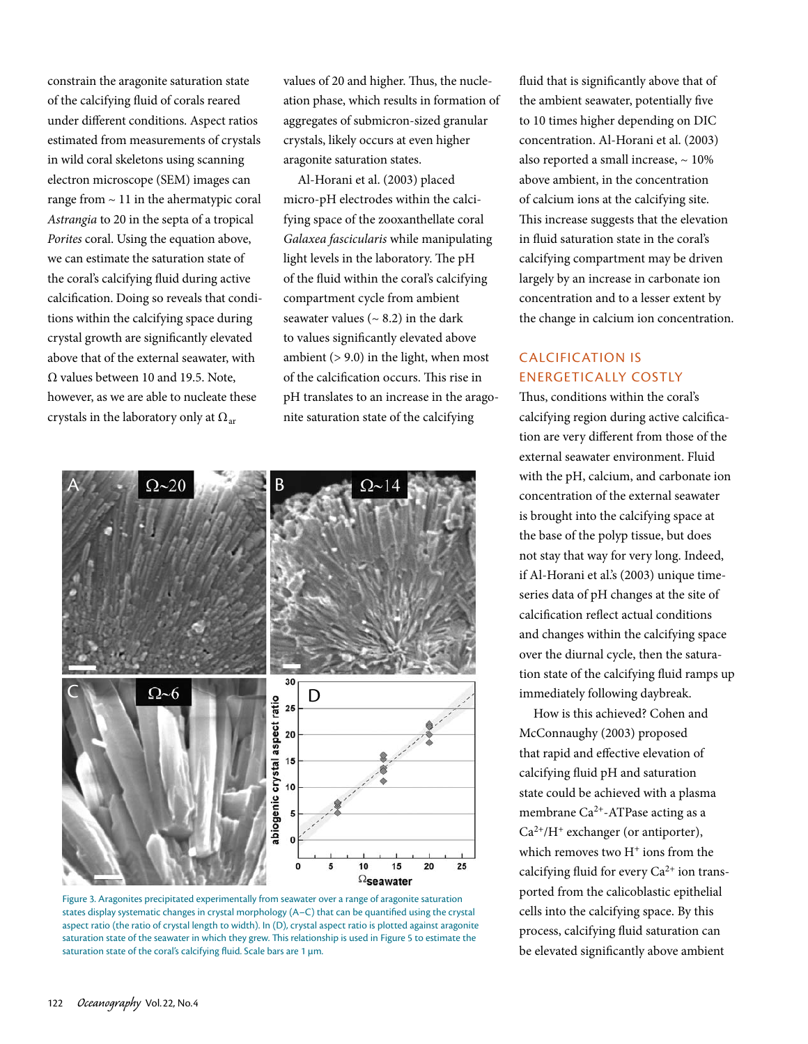constrain the aragonite saturation state of the calcifying fluid of corals reared under different conditions. Aspect ratios estimated from measurements of crystals in wild coral skeletons using scanning electron microscope (SEM) images can range from ~ 11 in the ahermatypic coral *Astrangia* to 20 in the septa of a tropical *Porites* coral. Using the equation above, we can estimate the saturation state of the coral's calcifying fluid during active calcification. Doing so reveals that conditions within the calcifying space during crystal growth are significantly elevated above that of the external seawater, with Ω values between 10 and 19.5. Note, however, as we are able to nucleate these crystals in the laboratory only at $\Omega_{ar}$ values of 20 and higher. Thus, the nucleation phase, which results in formation of aggregates of submicron-sized granular crystals, likely occurs at even higher aragonite saturation states.

Al-Horani et al. (2003) placed micro-pH electrodes within the calcifying space of the zooxanthellate coral *Galaxea fascicularis* while manipulating light levels in the laboratory. The pH of the fluid within the coral's calcifying compartment cycle from ambient seawater values (~ 8.2) in the dark to values significantly elevated above ambient (> 9.0) in the light, when most of the calcification occurs. This rise in pH translates to an increase in the aragonite saturation state of the calcifying fluid that is significantly above that of the ambient seawater, potentially five to 10 times higher depending on DIC concentration. Al-Horani et al. (2003) also reported a small increase, ~ 10% above ambient, in the concentration of calcium ions at the calcifying site. This increase suggests that the elevation in fluid saturation state in the coral's calcifying compartment may be driven largely by an increase in carbonate ion concentration and to a lesser extent by the change in calcium ion concentration.

Figure 3. Aragonites precipitated experimentally from seawater over a range of aragonite saturation states display systematic changes in crystal morphology (A–C) that can be quantified using the crystal aspect ratio (the ratio of crystal length to width). In (D), crystal aspect ratio is plotted against aragonite saturation state of the seawater in which they grew. This relationship is used in Figure 5 to estimate the saturation state of the coral's calcifying fluid. Scale bars are 1 µm.

## CALCIFICATION IS ENERGETICALLY COSTLY

Thus, conditions within the coral's calcifying region during active calcification are very different from those of the external seawater environment. Fluid with the pH, calcium, and carbonate ion concentration of the external seawater is brought into the calcifying space at the base of the polyp tissue, but does not stay that way for very long. Indeed, if Al-Horani et al.'s (2003) unique time-series data of pH changes at the site of calcification reflect actual conditions and changes within the calcifying space over the diurnal cycle, then the saturation state of the calcifying fluid ramps up immediately following daybreak.

How is this achieved? Cohen and McConnaughy (2003) proposed that rapid and effective elevation of calcifying fluid pH and saturation state could be achieved with a plasma membrane $Ca^{2+}$-ATPase acting as a $Ca^{2+}/H^{+}$ exchanger (or antiporter), which removes two $H^{+}$ ions from the calcifying fluid for every $Ca^{2+}$ ion transported from the calicoblastic epithelial cells into the calcifying space. By this process, calcifying fluid saturation can be elevated significantly above ambient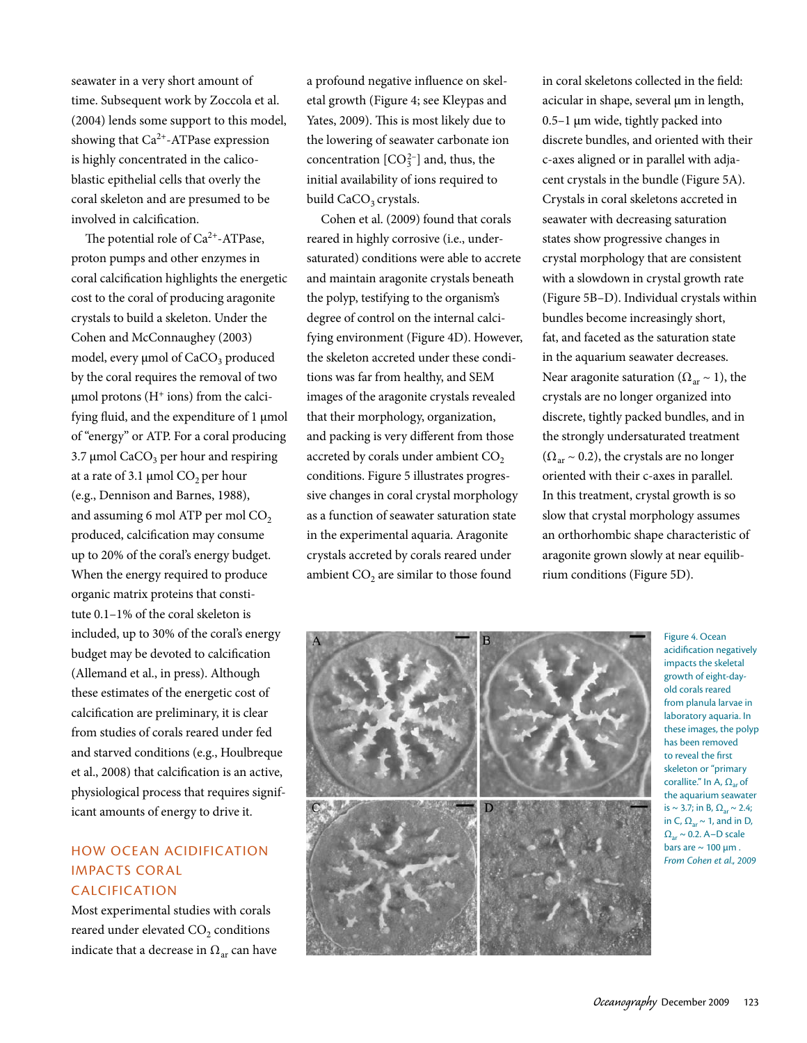seawater in a very short amount of time. Subsequent work by Zoccola et al. (2004) lends some support to this model, showing that $Ca^{2+}$-ATPase expression is highly concentrated in the calicoblastic epithelial cells that overly the coral skeleton and are presumed to be involved in calcification.

The potential role of $Ca^{2+}$-ATPase, proton pumps and other enzymes in coral calcification highlights the energetic cost to the coral of producing aragonite crystals to build a skeleton. Under the Cohen and McConnaughey (2003) model, every μmol of $CaCO_3$ produced by the coral requires the removal of two μmol protons ($H^+$ ions) from the calcifying fluid, and the expenditure of 1 μmol of "energy" or ATP. For a coral producing 3.7 μmol $CaCO_3$ per hour and respiring at a rate of 3.1 μmol $CO_2$ per hour (e.g., Dennison and Barnes, 1988), and assuming 6 mol ATP per mol $CO_2$ produced, calcification may consume up to 20% of the coral's energy budget. When the energy required to produce organic matrix proteins that constitute 0.1–1% of the coral skeleton is included, up to 30% of the coral's energy budget may be devoted to calcification (Allemand et al., in press). Although these estimates of the energetic cost of calcification are preliminary, it is clear from studies of corals reared under fed and starved conditions (e.g., Houlbreque et al., 2008) that calcification is an active, physiological process that requires significant amounts of energy to drive it.

## HOW OCEAN ACIDIFICATION IMPACTS CORAL CALCIFICATION

Most experimental studies with corals reared under elevated $CO_2$ conditions indicate that a decrease in $\Omega_{ar}$ can have a profound negative influence on skeletal growth (Figure 4; see Kleypas and Yates, 2009). This is most likely due to the lowering of seawater carbonate ion concentration $[CO_3^{2-}]$ and, thus, the initial availability of ions required to build $CaCO_3$ crystals.

Cohen et al. (2009) found that corals reared in highly corrosive (i.e., undersaturated) conditions were able to accrete and maintain aragonite crystals beneath the polyp, testifying to the organism's degree of control on the internal calcifying environment (Figure 4D). However, the skeleton accreted under these conditions was far from healthy, and SEM images of the aragonite crystals revealed that their morphology, organization, and packing is very different from those accreted by corals under ambient $CO_2$ conditions. Figure 5 illustrates progressive changes in coral crystal morphology as a function of seawater saturation state in the experimental aquaria. Aragonite crystals accreted by corals reared under ambient $CO_2$ are similar to those found in coral skeletons collected in the field: acicular in shape, several μm in length, 0.5–1 μm wide, tightly packed into discrete bundles, and oriented with their c-axes aligned or in parallel with adjacent crystals in the bundle (Figure 5A). Crystals in coral skeletons accreted in seawater with decreasing saturation states show progressive changes in crystal morphology that are consistent with a slowdown in crystal growth rate (Figure 5B–D). Individual crystals within bundles become increasingly short, fat, and faceted as the saturation state in the aquarium seawater decreases. Near aragonite saturation ($\Omega_{ar} \sim 1$), the crystals are no longer organized into discrete, tightly packed bundles, and in the strongly undersaturated treatment ($\Omega_{ar} \sim 0.2$), the crystals are no longer oriented with their c-axes in parallel. In this treatment, crystal growth is so slow that crystal morphology assumes an orthorhombic shape characteristic of aragonite grown slowly at near equilibrium conditions (Figure 5D).

Figure 4. Ocean acidification negatively impacts the skeletal growth of eight-day-old corals reared from planula larvae in laboratory aquaria. In these images, the polyp has been removed to reveal the first skeleton or "primary corallite." In A, $\Omega_{ar}$ of the aquarium seawater is ~ 3.7; in B, $\Omega_{ar}$ ~ 2.4; in C, $\Omega_{ar}$ ~ 1, and in D, $\Omega_{ar}$ ~ 0.2. A–D scale bars are ~ 100 μm. *From Cohen et al., 2009*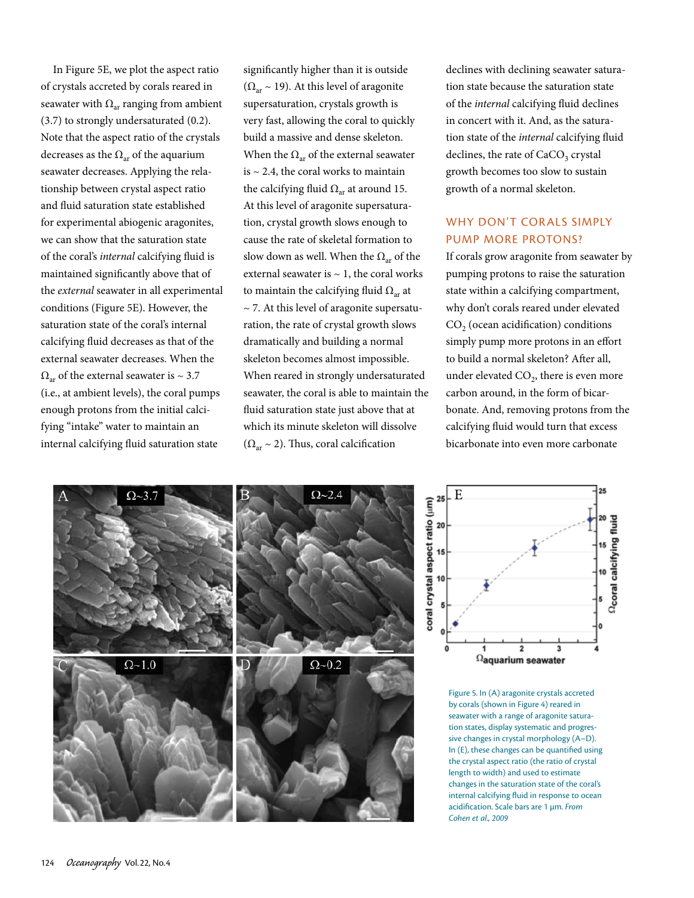In Figure 5E, we plot the aspect ratio of crystals accreted by corals reared in seawater with $\Omega_{ar}$ ranging from ambient (3.7) to strongly undersaturated (0.2). Note that the aspect ratio of the crystals decreases as the $\Omega_{ar}$ of the aquarium seawater decreases. Applying the relationship between crystal aspect ratio and fluid saturation state established for experimental abiogenic aragonites, we can show that the saturation state of the coral's *internal* calcifying fluid is maintained significantly above that of the *external* seawater in all experimental conditions (Figure 5E). However, the saturation state of the coral's internal calcifying fluid decreases as that of the external seawater decreases. When the $\Omega_{ar}$ of the external seawater is ~ 3.7 (i.e., at ambient levels), the coral pumps enough protons from the initial calcifying "intake" water to maintain an internal calcifying fluid saturation state significantly higher than it is outside ($\Omega_{ar}$ ~ 19). At this level of aragonite supersaturation, crystals growth is very fast, allowing the coral to quickly build a massive and dense skeleton. When the $\Omega_{ar}$ of the external seawater is ~ 2.4, the coral works to maintain the calcifying fluid $\Omega_{ar}$ at around 15. At this level of aragonite supersaturation, crystal growth slows enough to cause the rate of skeletal formation to slow down as well. When the $\Omega_{ar}$ of the external seawater is ~ 1, the coral works to maintain the calcifying fluid $\Omega_{ar}$ at ~ 7. At this level of aragonite supersaturation, the rate of crystal growth slows dramatically and building a normal skeleton becomes almost impossible. When reared in strongly undersaturated seawater, the coral is able to maintain the fluid saturation state just above that at which its minute skeleton will dissolve ($\Omega_{ar}$ ~ 2). Thus, coral calcification declines with declining seawater saturation state because the saturation state of the *internal* calcifying fluid declines in concert with it. And, as the saturation state of the *internal* calcifying fluid declines, the rate of $CaCO_3$ crystal growth becomes too slow to sustain growth of a normal skeleton.

## WHY DON'T CORALS SIMPLY PUMP MORE PROTONS?

If corals grow aragonite from seawater by pumping protons to raise the saturation state within a calcifying compartment, why don't corals reared under elevated $CO_2$ (ocean acidification) conditions simply pump more protons in an effort to build a normal skeleton? After all, under elevated $CO_2$, there is even more carbon around, in the form of bicarbonate. And, removing protons from the calcifying fluid would turn that excess bicarbonate into even more carbonate

Figure 5. In (A) aragonite crystals accreted by corals (shown in Figure 4) reared in seawater with a range of aragonite saturation states, display systematic and progressive changes in crystal morphology (A–D). In (E), these changes can be quantified using the crystal aspect ratio (the ratio of crystal length to width) and used to estimate changes in the saturation state of the coral's internal calcifying fluid in response to ocean acidification. Scale bars are 1 μm. *From Cohen et al., 2009*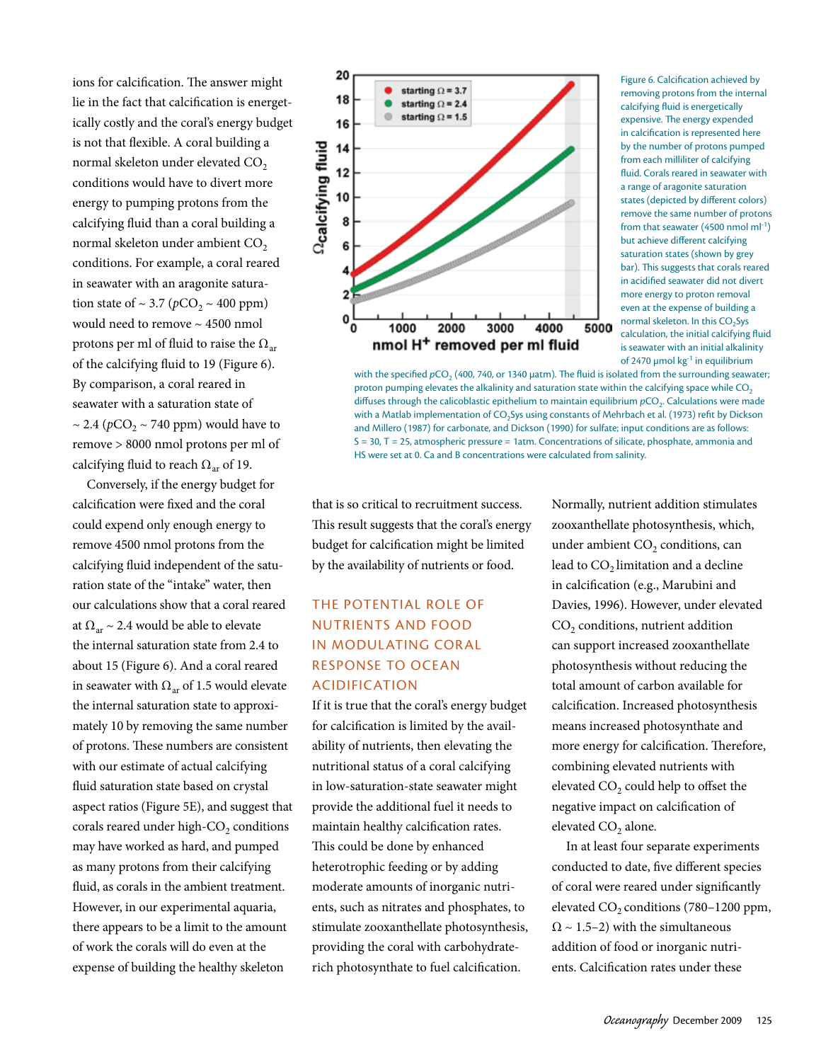ions for calcification. The answer might lie in the fact that calcification is energetically costly and the coral's energy budget is not that flexible. A coral building a normal skeleton under elevated $CO_2$ conditions would have to divert more energy to pumping protons from the calcifying fluid than a coral building a normal skeleton under ambient $CO_2$ conditions. For example, a coral reared in seawater with an aragonite saturation state of ~ 3.7 ($pCO_2$ ~ 400 ppm) would need to remove ~ 4500 nmol protons per ml of fluid to raise the $\Omega_{ar}$ of the calcifying fluid to 19 (Figure 6). By comparison, a coral reared in seawater with a saturation state of ~ 2.4 ($pCO_2$ ~ 740 ppm) would have to remove > 8000 nmol protons per ml of calcifying fluid to reach $\Omega_{ar}$ of 19.

Conversely, if the energy budget for calcification were fixed and the coral could expend only enough energy to remove 4500 nmol protons from the calcifying fluid independent of the saturation state of the "intake" water, then our calculations show that a coral reared at $\Omega_{ar}$ ~ 2.4 would be able to elevate the internal saturation state from 2.4 to about 15 (Figure 6). And a coral reared in seawater with $\Omega_{ar}$ of 1.5 would elevate the internal saturation state to approximately 10 by removing the same number of protons. These numbers are consistent with our estimate of actual calcifying fluid saturation state based on crystal aspect ratios (Figure 5E), and suggest that corals reared under high-$CO_2$ conditions may have worked as hard, and pumped as many protons from their calcifying fluid, as corals in the ambient treatment. However, in our experimental aquaria, there appears to be a limit to the amount of work the corals will do even at the expense of building the healthy skeleton that is so critical to recruitment success. This result suggests that the coral's energy budget for calcification might be limited by the availability of nutrients or food.

Figure 6. Calcification achieved by removing protons from the internal calcifying fluid is energetically expensive. The energy expended in calcification is represented here by the number of protons pumped from each milliliter of calcifying fluid. Corals reared in seawater with a range of aragonite saturation states (depicted by different colors) remove the same number of protons from that seawater (4500 nmol ml$^{-1}$) but achieve different calcifying saturation states (shown by grey bar). This suggests that corals reared in acidified seawater did not divert more energy to proton removal even at the expense of building a normal skeleton. In this $CO_2$Sys calculation, the initial calcifying fluid is seawater with an initial alkalinity of 2470 µmol kg$^{-1}$ in equilibrium with the specified $pCO_2$ (400, 740, or 1340 µatm). The fluid is isolated from the surrounding seawater; proton pumping elevates the alkalinity and saturation state within the calcifying space while $CO_2$ diffuses through the calicoblastic epithelium to maintain equilibrium $pCO_2$. Calculations were made with a Matlab implementation of $CO_2$Sys using constants of Mehrbach et al. (1973) refit by Dickson and Millero (1987) for carbonate, and Dickson (1990) for sulfate; input conditions are as follows: S = 30, T = 25, atmospheric pressure = 1atm. Concentrations of silicate, phosphate, ammonia and HS were set at 0. Ca and B concentrations were calculated from salinity.

## THE POTENTIAL ROLE OF NUTRIENTS AND FOOD IN MODULATING CORAL RESPONSE TO OCEAN ACIDIFICATION

If it is true that the coral's energy budget for calcification is limited by the availability of nutrients, then elevating the nutritional status of a coral calcifying in low-saturation-state seawater might provide the additional fuel it needs to maintain healthy calcification rates. This could be done by enhanced heterotrophic feeding or by adding moderate amounts of inorganic nutrients, such as nitrates and phosphates, to stimulate zooxanthellate photosynthesis, providing the coral with carbohydrate-rich photosynthate to fuel calcification. Normally, nutrient addition stimulates zooxanthellate photosynthesis, which, under ambient $CO_2$ conditions, can lead to $CO_2$ limitation and a decline in calcification (e.g., Marubini and Davies, 1996). However, under elevated $CO_2$ conditions, nutrient addition can support increased zooxanthellate photosynthesis without reducing the total amount of carbon available for calcification. Increased photosynthesis means increased photosynthate and more energy for calcification. Therefore, combining elevated nutrients with elevated $CO_2$ could help to offset the negative impact on calcification of elevated $CO_2$ alone.

In at least four separate experiments conducted to date, five different species of coral were reared under significantly elevated $CO_2$ conditions (780–1200 ppm, $\Omega$ ~ 1.5–2) with the simultaneous addition of food or inorganic nutrients. Calcification rates under these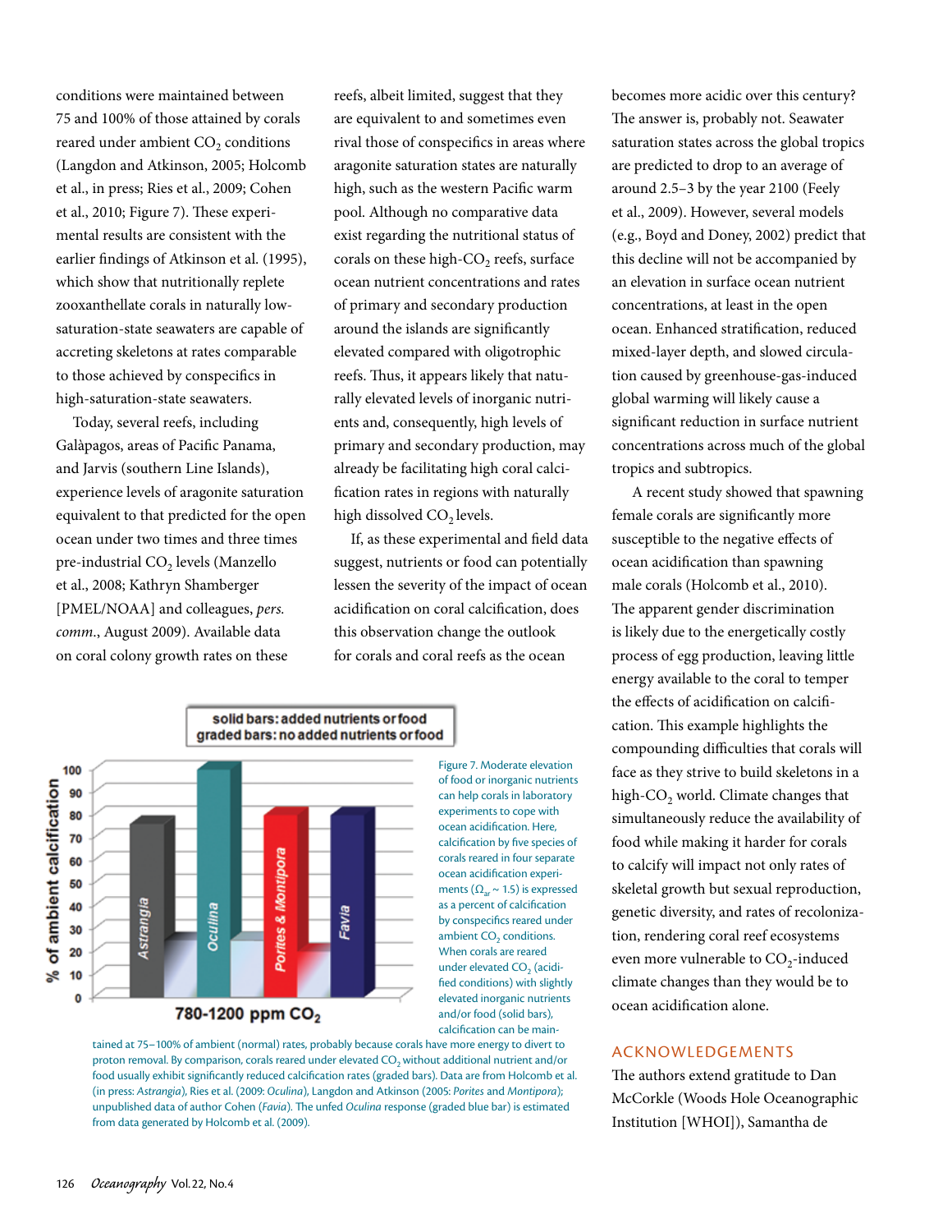conditions were maintained between 75 and 100% of those attained by corals reared under ambient $CO_2$ conditions (Langdon and Atkinson, 2005; Holcomb et al., in press; Ries et al., 2009; Cohen et al., 2010; Figure 7). These experimental results are consistent with the earlier findings of Atkinson et al. (1995), which show that nutritionally replete zooxanthellate corals in naturally low-saturation-state seawaters are capable of accreting skeletons at rates comparable to those achieved by conspecifics in high-saturation-state seawaters.

Today, several reefs, including Galàpagos, areas of Pacific Panama, and Jarvis (southern Line Islands), experience levels of aragonite saturation equivalent to that predicted for the open ocean under two times and three times pre-industrial $CO_2$ levels (Manzello et al., 2008; Kathryn Shamberger [PMEL/NOAA] and colleagues, *pers. comm.*, August 2009). Available data on coral colony growth rates on these reefs, albeit limited, suggest that they are equivalent to and sometimes even rival those of conspecifics in areas where aragonite saturation states are naturally high, such as the western Pacific warm pool. Although no comparative data exist regarding the nutritional status of corals on these high-$CO_2$ reefs, surface ocean nutrient concentrations and rates of primary and secondary production around the islands are significantly elevated compared with oligotrophic reefs. Thus, it appears likely that naturally elevated levels of inorganic nutrients and, consequently, high levels of primary and secondary production, may already be facilitating high coral calcification rates in regions with naturally high dissolved $CO_2$ levels.

If, as these experimental and field data suggest, nutrients or food can potentially lessen the severity of the impact of ocean acidification on coral calcification, does this observation change the outlook for corals and coral reefs as the ocean becomes more acidic over this century? The answer is, probably not. Seawater saturation states across the global tropics are predicted to drop to an average of around 2.5–3 by the year 2100 (Feely et al., 2009). However, several models (e.g., Boyd and Doney, 2002) predict that this decline will not be accompanied by an elevation in surface ocean nutrient concentrations, at least in the open ocean. Enhanced stratification, reduced mixed-layer depth, and slowed circulation caused by greenhouse-gas-induced global warming will likely cause a significant reduction in surface nutrient concentrations across much of the global tropics and subtropics.

A recent study showed that spawning female corals are significantly more susceptible to the negative effects of ocean acidification than spawning male corals (Holcomb et al., 2010). The apparent gender discrimination is likely due to the energetically costly process of egg production, leaving little energy available to the coral to temper the effects of acidification on calcification. This example highlights the compounding difficulties that corals will face as they strive to build skeletons in a high-$CO_2$ world. Climate changes that simultaneously reduce the availability of food while making it harder for corals to calcify will impact not only rates of skeletal growth but sexual reproduction, genetic diversity, and rates of recolonization, rendering coral reef ecosystems even more vulnerable to $CO_2$-induced climate changes than they would be to ocean acidification alone.

Figure 7. Moderate elevation of food or inorganic nutrients can help corals in laboratory experiments to cope with ocean acidification. Here, calcification by five species of corals reared in four separate ocean acidification experiments ($\Omega_{ar} \sim 1.5$) is expressed as a percent of calcification by conspecifics reared under ambient $CO_2$ conditions. When corals are reared under elevated $CO_2$ (acidified conditions) with slightly elevated inorganic nutrients and/or food (solid bars), calcification can be maintained at 75–100% of ambient (normal) rates, probably because corals have more energy to divert to proton removal. By comparison, corals reared under elevated $CO_2$ without additional nutrient and/or food usually exhibit significantly reduced calcification rates (graded bars). Data are from Holcomb et al. (in press: *Astrangia*), Ries et al. (2009: *Oculina*), Langdon and Atkinson (2005: *Porites* and *Montipora*); unpublished data of author Cohen (*Favia*). The unfed *Oculina* response (graded blue bar) is estimated from data generated by Holcomb et al. (2009).

## ACKNOWLEDGEMENTS

The authors extend gratitude to Dan McCorkle (Woods Hole Oceanographic Institution [WHOI]), Samantha de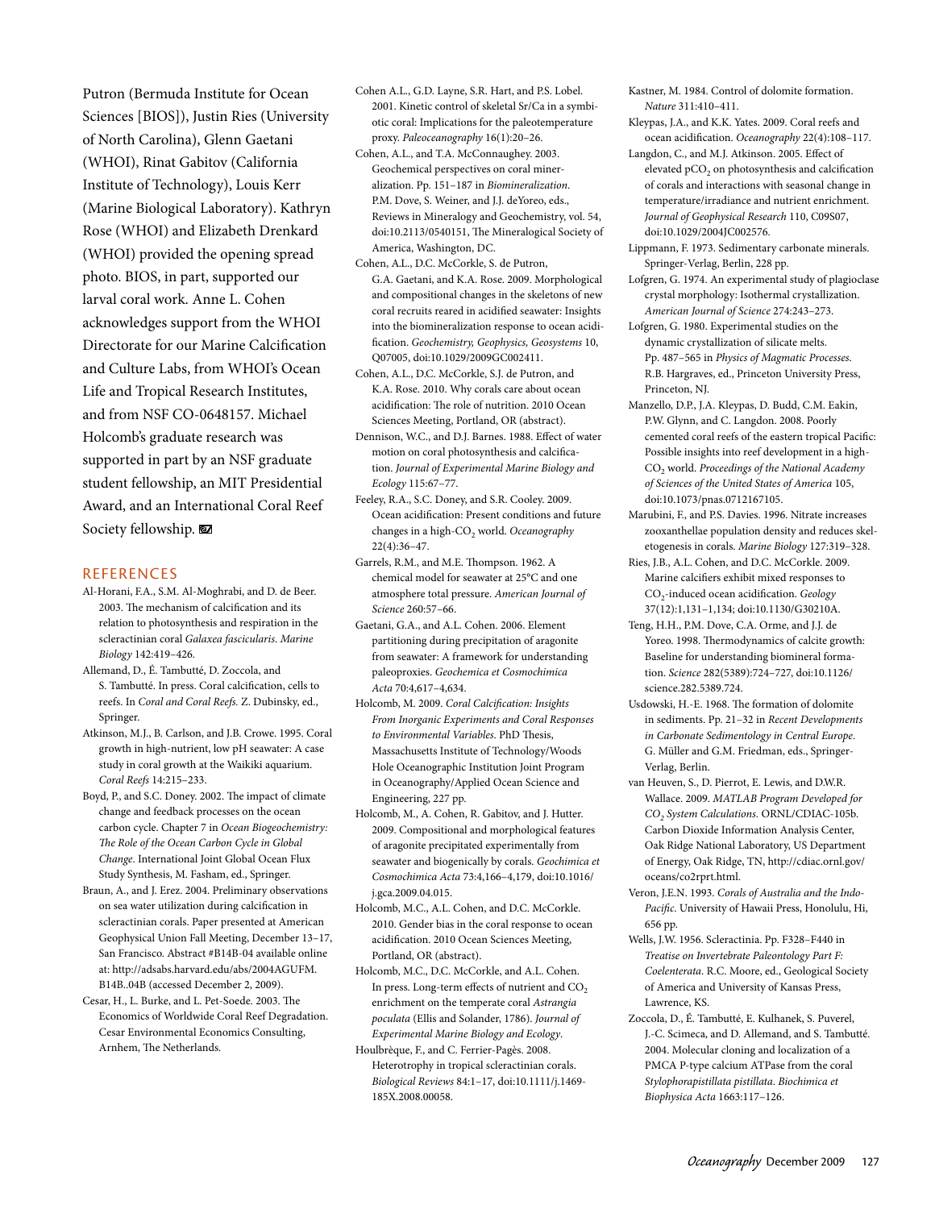Putron (Bermuda Institute for Ocean Sciences [BIOS]), Justin Ries (University of North Carolina), Glenn Gaetani (WHOI), Rinat Gabitov (California Institute of Technology), Louis Kerr (Marine Biological Laboratory). Kathryn Rose (WHOI) and Elizabeth Drenkard (WHOI) provided the opening spread photo. BIOS, in part, supported our larval coral work. Anne L. Cohen acknowledges support from the WHOI Directorate for our Marine Calcification and Culture Labs, from WHOI's Ocean Life and Tropical Research Institutes, and from NSF CO-0648157. Michael Holcomb's graduate research was supported in part by an NSF graduate student fellowship, an MIT Presidential Award, and an International Coral Reef Society fellowship.

## REFERENCES

Al-Horani, F.A., S.M. Al-Moghrabi, and D. de Beer. 2003. The mechanism of calcification and its relation to photosynthesis and respiration in the scleractinian coral *Galaxea fascicularis*. *Marine Biology* 142:419–426.

Allemand, D., É. Tambutté, D. Zoccola, and S. Tambutté. In press. Coral calcification, cells to reefs. In *Coral and Coral Reefs*. Z. Dubinsky, ed., Springer.

Atkinson, M.J., B. Carlson, and J.B. Crowe. 1995. Coral growth in high-nutrient, low pH seawater: A case study in coral growth at the Waikiki aquarium. *Coral Reefs* 14:215–233.

Boyd, P., and S.C. Doney. 2002. The impact of climate change and feedback processes on the ocean carbon cycle. Chapter 7 in *Ocean Biogeochemistry: The Role of the Ocean Carbon Cycle in Global Change*. International Joint Global Ocean Flux Study Synthesis, M. Fasham, ed., Springer.

Braun, A., and J. Erez. 2004. Preliminary observations on sea water utilization during calcification in scleractinian corals. Paper presented at American Geophysical Union Fall Meeting, December 13–17, San Francisco. Abstract #B14B-04 available online at: http://adsabs.harvard.edu/abs/2004AGUFM.B14B..04B (accessed December 2, 2009).

Cesar, H., and L. Pet-Soede. 2003. The Economics of Worldwide Coral Reef Degradation. Cesar Environmental Economics Consulting, Arnhem, The Netherlands.

Cohen A.L., G.D. Layne, S.R. Hart, and P.S. Lobel. 2001. Kinetic control of skeletal Sr/Ca in a symbiotic coral: Implications for the paleotemperature proxy. *Paleoceanography* 16(1):20–26.

Cohen, A.L., and T.A. McConnaughey. 2003. Geochemical perspectives on coral mineralization. Pp. 151–187 in *Biomineralization*. P.M. Dove, S. Weiner, and J.J. deYoreo, eds., Reviews in Mineralogy and Geochemistry, vol. 54, doi:10.2113/0540151, The Mineralogical Society of America, Washington, DC.

Cohen, A.L., D.C. McCorkle, S. de Putron, G.A. Gaetani, and K.A. Rose. 2009. Morphological and compositional changes in the skeletons of new coral recruits reared in acidified seawater: Insights into the biomineralization response to ocean acidification. *Geochemistry, Geophysics, Geosystems* 10, Q07005, doi:10.1029/2009GC002411.

Cohen, A.L., D.C. McCorkle, S.J. de Putron, and K.A. Rose. 2010. Why corals care about ocean acidification: The role of nutrition. 2010 Ocean Sciences Meeting, Portland, OR (abstract).

Dennison, W.C., and D.J. Barnes. 1988. Effect of water motion on coral photosynthesis and calcification. *Journal of Experimental Marine Biology and Ecology* 115:67–77.

Feeley, R.A., S.C. Doney, and S.R. Cooley. 2009. Ocean acidification: Present conditions and future changes in a high-$CO_2$ world. *Oceanography* 22(4):36–47.

Garrels, R.M., and M.E. Thompson. 1962. A chemical model for seawater at 25°C and one atmosphere total pressure. *American Journal of Science* 260:57–66.

Gaetani, G.A., and A.L. Cohen. 2006. Element partitioning during precipitation of aragonite from seawater: A framework for understanding paleoproxies. *Geochemica et Cosmochimica Acta* 70:4,617–4,634.

Holcomb, M. 2009. *Coral Calcification: Insights From Inorganic Experiments and Coral Responses to Environmental Variables*. PhD Thesis, Massachusetts Institute of Technology/Woods Hole Oceanographic Institution Joint Program in Oceanography/Applied Ocean Science and Engineering, 227 pp.

Holcomb, M., A. Cohen, R. Gabitov, and J. Hutter. 2009. Compositional and morphological features of aragonite precipitated experimentally from seawater and biogenically by corals. *Geochimica et Cosmochimica Acta* 73:4,166–4,179, doi:10.1016/j.gca.2009.04.015.

Holcomb, M.C., A.L. Cohen, and D.C. McCorkle. 2010. Gender bias in the coral response to ocean acidification. 2010 Ocean Sciences Meeting, Portland, OR (abstract).

Holcomb, M.C., D.C. McCorkle, and A.L. Cohen. In press. Long-term effects of nutrient and $CO_2$ enrichment on the temperate coral *Astrangia poculata* (Ellis and Solander, 1786). *Journal of Experimental Marine Biology and Ecology*.

Houlbrèque, F., and C. Ferrier-Pagès. 2008. Heterotrophy in tropical scleractinian corals. *Biological Reviews* 84:1–17, doi:10.1111/j.1469-185X.2008.00058.

Kastner, M. 1984. Control of dolomite formation. *Nature* 311:410–411.

Kleypas, J.A., and K.K. Yates. 2009. Coral reefs and ocean acidification. *Oceanography* 22(4):108–117.

Langdon, C., and M.J. Atkinson. 2005. Effect of elevated $pCO_2$ on photosynthesis and calcification of corals and interactions with seasonal change in temperature/irradiance and nutrient enrichment. *Journal of Geophysical Research* 110, C09S07, doi:10.1029/2004JC002576.

Lippmann, F. 1973. Sedimentary carbonate minerals. Springer-Verlag, Berlin, 228 pp.

Lofgren, G. 1974. An experimental study of plagioclase crystal morphology: Isothermal crystallization. *American Journal of Science* 274:243–273.

Lofgren, G. 1980. Experimental studies on the dynamic crystallization of silicate melts. Pp. 487–565 in *Physics of Magmatic Processes*. R.B. Hargraves, ed., Princeton University Press, Princeton, NJ.

Manzello, D.P., J.A. Kleypas, D. Budd, C.M. Eakin, P.W. Glynn, and C. Langdon. 2008. Poorly cemented coral reefs of the eastern tropical Pacific: Possible insights into reef development in a high-$CO_2$ world. *Proceedings of the National Academy of Sciences of the United States of America* 105, doi:10.1073/pnas.0712167105.

Marubini, F., and P.S. Davies. 1996. Nitrate increases zooxanthellae population density and reduces skeletogenesis in corals. *Marine Biology* 127:319–328.

Ries, J.B., A.L. Cohen, and D.C. McCorkle. 2009. Marine calcifiers exhibit mixed responses to $CO_2$-induced ocean acidification. *Geology* 37(12):1,131–1,134; doi:10.1130/G30210A.

Teng, H.H., P.M. Dove, C.A. Orme, and J.J. de Yoreo. 1998. Thermodynamics of calcite growth: Baseline for understanding biomineral formation. *Science* 282(5389):724–727, doi:10.1126/science.282.5389.724.

Usdowski, H.-E. 1968. The formation of dolomite in sediments. Pp. 21–32 in *Recent Developments in Carbonate Sedimentology in Central Europe*. G. Müller and G.M. Friedman, eds., Springer-Verlag, Berlin.

van Heuven, S., D. Pierrot, E. Lewis, and D.W.R. Wallace. 2009. *MATLAB Program Developed for $CO_2$ System Calculations*. ORNL/CDIAC-105b. Carbon Dioxide Information Analysis Center, Oak Ridge National Laboratory, US Department of Energy, Oak Ridge, TN, http://cdiac.ornl.gov/oceans/co2rprt.html.

Veron, J.E.N. 1993. *Corals of Australia and the Indo-Pacific*. University of Hawaii Press, Honolulu, Hi, 656 pp.

Wells, J.W. 1956. Scleractinia. Pp. F328–F440 in *Treatise on Invertebrate Paleontology Part F: Coelenterata*. R.C. Moore, ed., Geological Society of America and University of Kansas Press, Lawrence, KS.

Zoccola, D., É. Tambutté, E. Kulhanek, S. Puverel, J.-C. Scimeca, and D. Allemand, and S. Tambutté. 2004. Molecular cloning and localization of a PMCA P-type calcium ATPase from the coral *Stylophorapistillata pistillata*. *Biochimica et Biophysica Acta* 1663:117–126.